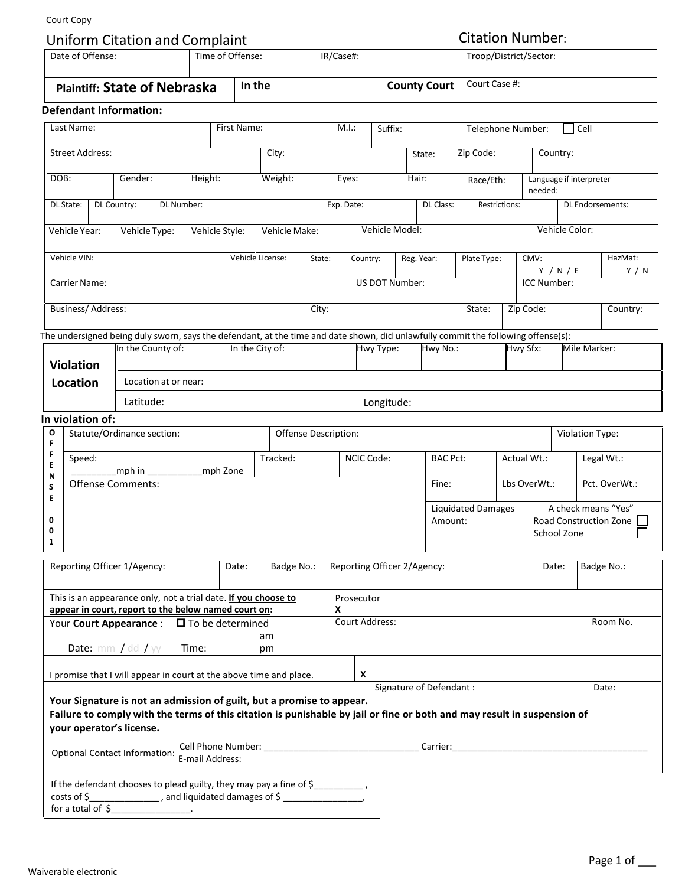Court Copy

# Uniform Citation and Complaint

**Citation Number:**

| Date of Offense: | Time of Offense: | IR/Case#: | Troop/District/Sector: |
|---|---|---|---|
| **Plaintiff: State of Nebraska** | **In the** | **County Court** | Court Case #: |

## Defendant Information:

| Last Name: | First Name: | M.I.: | Suffix: | Telephone Number: ☐ Cell |
|---|---|---|---|---|

| Street Address: | City: | State: | Zip Code: | Country: |
|---|---|---|---|---|

| DOB: | Gender: | Height: | Weight: | Eyes: | Hair: | Race/Eth: | Language if interpreter needed: |
|---|---|---|---|---|---|---|---|

| DL State: | DL Country: | DL Number: | Exp. Date: | DL Class: | Restrictions: | DL Endorsements: |
|---|---|---|---|---|---|---|

| Vehicle Year: | Vehicle Type: | Vehicle Style: | Vehicle Make: | Vehicle Model: | Vehicle Color: |
|---|---|---|---|---|---|

| Vehicle VIN: | Vehicle License: | State: | Country: | Reg. Year: | Plate Type: | CMV: Y / N / E | HazMat: Y / N |
|---|---|---|---|---|---|---|---|

| Carrier Name: | US DOT Number: | ICC Number: |
|---|---|---|

| Business/ Address: | City: | State: | Zip Code: | Country: |
|---|---|---|---|---|

The undersigned being duly sworn, says the defendant, at the time and date shown, did unlawfully commit the following offense(s):

| **Violation Location** | In the County of: | In the City of: | Hwy Type: | Hwy No.: | Hwy Sfx: | Mile Marker: |
|---|---|---|---|---|---|---|
| | Location at or near: | | | | | |
| | Latitude: | | Longitude: | | | |

## In violation of:

**OFFENSE 001**

| Statute/Ordinance section: | | Offense Description: | | | Violation Type: |
|---|---|---|---|---|---|
| Speed: _________mph in ___________mph Zone | Tracked: | NCIC Code: | BAC Pct: | Actual Wt.: | Legal Wt.: |
| Offense Comments: | | | Fine: | Lbs OverWt.: | Pct. OverWt.: |
| | | | Liquidated Damages Amount: | A check means "Yes" Road Construction Zone ☐ School Zone ☐ | |

| Reporting Officer 1/Agency: | Date: | Badge No.: | Reporting Officer 2/Agency: | Date: | Badge No.: |
|---|---|---|---|---|---|

This is an appearance only, not a trial date. **If you choose to appear in court, report to the below named court on:**

Prosecutor
X

Your **Court Appearance** : ☐ To be determined

Date: mm / dd / yy Time: am pm

Court Address: Room No.

I promise that I will appear in court at the above time and place. X

Signature of Defendant : Date:

**Your Signature is not an admission of guilt, but a promise to appear.**
**Failure to comply with the terms of this citation is punishable by jail or fine or both and may result in suspension of your operator's license.**

Optional Contact Information: Cell Phone Number: _______________________________ Carrier:________________________________________
E-mail Address: ________________________________________

If the defendant chooses to plead guilty, they may pay a fine of $__________ , costs of $______________ , and liquidated damages of $ ________________, for a total of $________________.

Waiverable electronic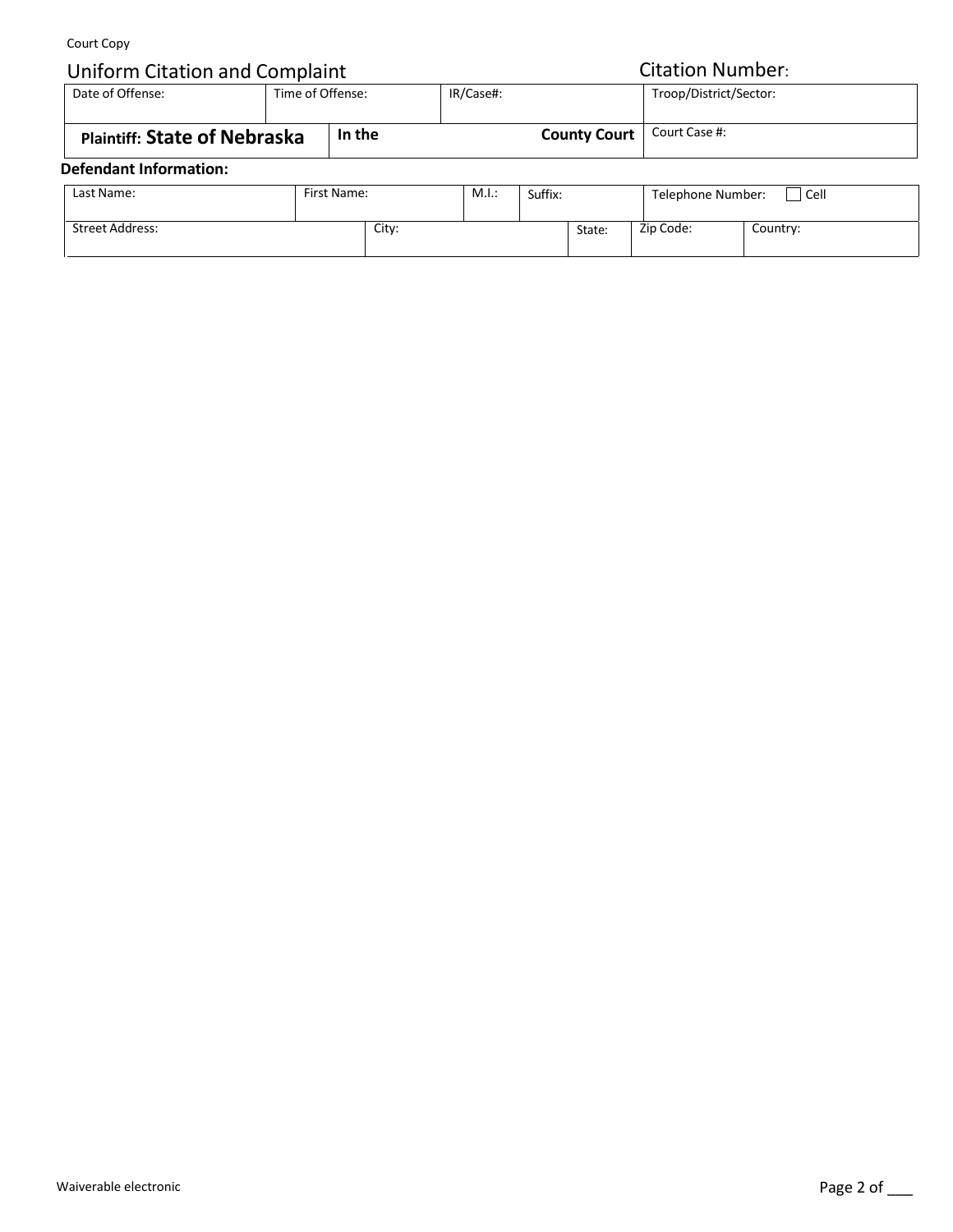Court Copy

# Uniform Citation and Complaint

Citation Number:

| Date of Offense: | Time of Offense: | IR/Case#: | Troop/District/Sector: |
|---|---|---|---|
| **Plaintiff: State of Nebraska** | **In the** | **County Court** | Court Case #: |

**Defendant Information:**

| Last Name: | First Name: | M.I.: | Suffix: | Telephone Number: ☐ Cell |
|---|---|---|---|---|

| Street Address: | City: | State: | Zip Code: | Country: |
|---|---|---|---|---|

Waiverable electronic